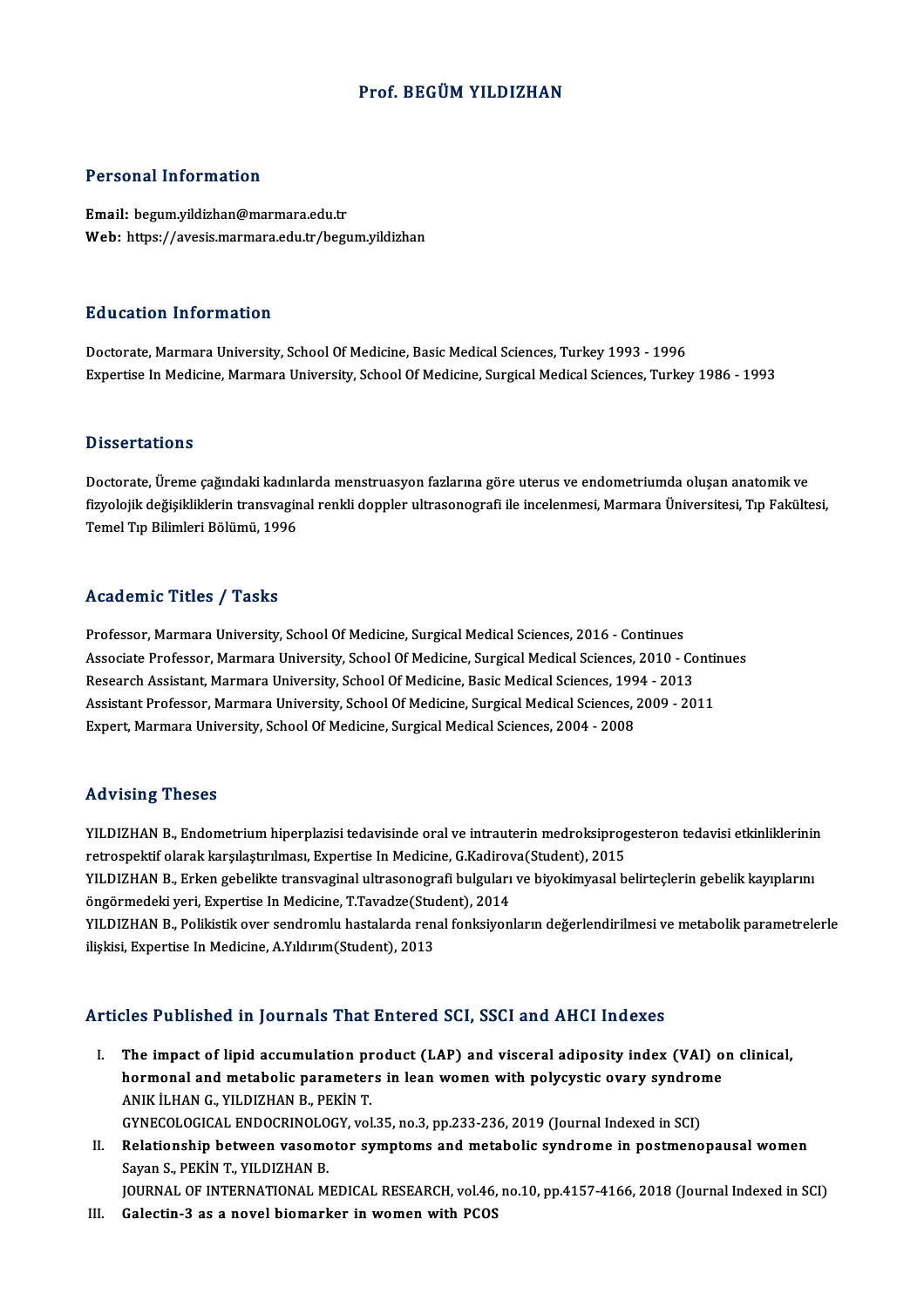# Prof. BEGÜM YILDIZHAN

## Personal Information

**Email:** begum.yildizhan@marmara.edu.tr
**Web:** https://avesis.marmara.edu.tr/begum.yildizhan

## Education Information

Doctorate, Marmara University, School Of Medicine, Basic Medical Sciences, Turkey 1993 - 1996
Expertise In Medicine, Marmara University, School Of Medicine, Surgical Medical Sciences, Turkey 1986 - 1993

## Dissertations

Doctorate, Üreme çağındaki kadınlarda menstruasyon fazlarına göre uterus ve endometriumda oluşan anatomik ve fizyolojik değişikliklerin transvaginal renkli doppler ultrasonografi ile incelenmesi, Marmara Üniversitesi, Tıp Fakültesi, Temel Tıp Bilimleri Bölümü, 1996

## Academic Titles / Tasks

Professor, Marmara University, School Of Medicine, Surgical Medical Sciences, 2016 - Continues
Associate Professor, Marmara University, School Of Medicine, Surgical Medical Sciences, 2010 - Continues
Research Assistant, Marmara University, School Of Medicine, Basic Medical Sciences, 1994 - 2013
Assistant Professor, Marmara University, School Of Medicine, Surgical Medical Sciences, 2009 - 2011
Expert, Marmara University, School Of Medicine, Surgical Medical Sciences, 2004 - 2008

## Advising Theses

YILDIZHAN B., Endometrium hiperplazisi tedavisinde oral ve intrauterin medroksiprogesteron tedavisi etkinliklerinin retrospektif olarak karşılaştırılması, Expertise In Medicine, G.Kadirova(Student), 2015
YILDIZHAN B., Erken gebelikte transvaginal ultrasonografi bulguları ve biyokimyasal belirteçlerin gebelik kayıplarını öngörmedeki yeri, Expertise In Medicine, T.Tavadze(Student), 2014
YILDIZHAN B., Polikistik over sendromlu hastalarda renal fonksiyonların değerlendirilmesi ve metabolik parametrelerle ilişkisi, Expertise In Medicine, A.Yıldırım(Student), 2013

## Articles Published in Journals That Entered SCI, SSCI and AHCI Indexes

I. **The impact of lipid accumulation product (LAP) and visceral adiposity index (VAI) on clinical, hormonal and metabolic parameters in lean women with polycystic ovary syndrome**
ANIK İLHAN G., YILDIZHAN B., PEKİN T.
GYNECOLOGICAL ENDOCRINOLOGY, vol.35, no.3, pp.233-236, 2019 (Journal Indexed in SCI)
II. **Relationship between vasomotor symptoms and metabolic syndrome in postmenopausal women**
Sayan S., PEKİN T., YILDIZHAN B.
JOURNAL OF INTERNATIONAL MEDICAL RESEARCH, vol.46, no.10, pp.4157-4166, 2018 (Journal Indexed in SCI)
III. **Galectin-3 as a novel biomarker in women with PCOS**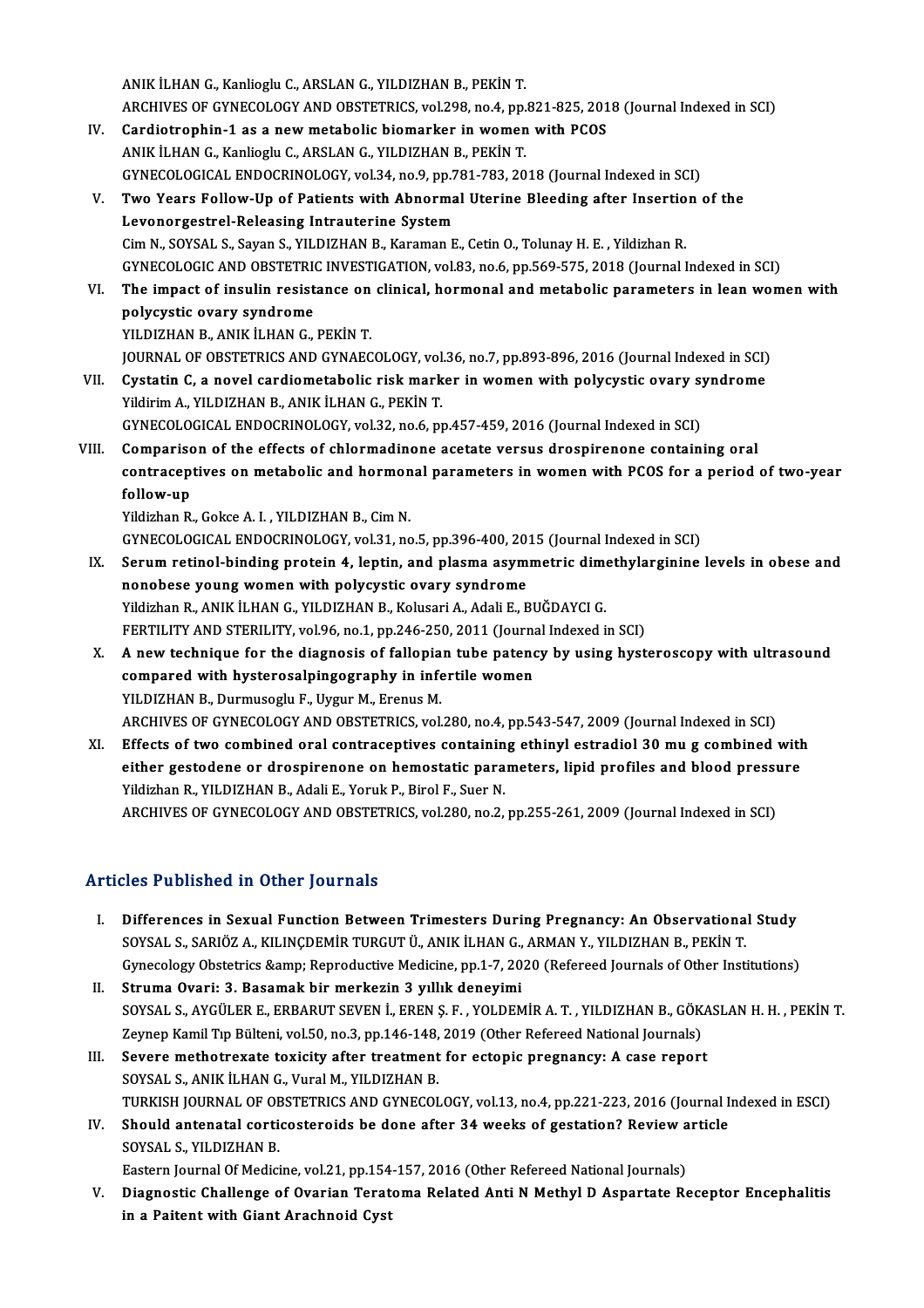ANIK İLHAN G., Kanlioglu C., ARSLAN G., YILDIZHAN B., PEKİN T.
ARCHIVES OF GYNECOLOGY AND OBSTETRICS, vol.298, no.4, pp.821-825, 2018 (Journal Indexed in SCI)

IV. **Cardiotrophin-1 as a new metabolic biomarker in women with PCOS**
ANIK İLHAN G., Kanlioglu C., ARSLAN G., YILDIZHAN B., PEKİN T.
GYNECOLOGICAL ENDOCRINOLOGY, vol.34, no.9, pp.781-783, 2018 (Journal Indexed in SCI)

V. **Two Years Follow-Up of Patients with Abnormal Uterine Bleeding after Insertion of the Levonorgestrel-Releasing Intrauterine System**
Cim N., SOYSAL S., Sayan S., YILDIZHAN B., Karaman E., Cetin O., Tolunay H. E. , Yildizhan R.
GYNECOLOGIC AND OBSTETRIC INVESTIGATION, vol.83, no.6, pp.569-575, 2018 (Journal Indexed in SCI)

VI. **The impact of insulin resistance on clinical, hormonal and metabolic parameters in lean women with polycystic ovary syndrome**
YILDIZHAN B., ANIK İLHAN G., PEKİN T.
JOURNAL OF OBSTETRICS AND GYNAECOLOGY, vol.36, no.7, pp.893-896, 2016 (Journal Indexed in SCI)

VII. **Cystatin C, a novel cardiometabolic risk marker in women with polycystic ovary syndrome**
Yildirim A., YILDIZHAN B., ANIK İLHAN G., PEKİN T.
GYNECOLOGICAL ENDOCRINOLOGY, vol.32, no.6, pp.457-459, 2016 (Journal Indexed in SCI)

VIII. **Comparison of the effects of chlormadinone acetate versus drospirenone containing oral contraceptives on metabolic and hormonal parameters in women with PCOS for a period of two-year follow-up**
Yildizhan R., Gokce A. I. , YILDIZHAN B., Cim N.
GYNECOLOGICAL ENDOCRINOLOGY, vol.31, no.5, pp.396-400, 2015 (Journal Indexed in SCI)

IX. **Serum retinol-binding protein 4, leptin, and plasma asymmetric dimethylarginine levels in obese and nonobese young women with polycystic ovary syndrome**
Yildizhan R., ANIK İLHAN G., YILDIZHAN B., Kolusari A., Adali E., BUĞDAYCI G.
FERTILITY AND STERILITY, vol.96, no.1, pp.246-250, 2011 (Journal Indexed in SCI)

X. **A new technique for the diagnosis of fallopian tube patency by using hysteroscopy with ultrasound compared with hysterosalpingography in infertile women**
YILDIZHAN B., Durmusoglu F., Uygur M., Erenus M.
ARCHIVES OF GYNECOLOGY AND OBSTETRICS, vol.280, no.4, pp.543-547, 2009 (Journal Indexed in SCI)

XI. **Effects of two combined oral contraceptives containing ethinyl estradiol 30 mu g combined with either gestodene or drospirenone on hemostatic parameters, lipid profiles and blood pressure**
Yildizhan R., YILDIZHAN B., Adali E., Yoruk P., Birol F., Suer N.
ARCHIVES OF GYNECOLOGY AND OBSTETRICS, vol.280, no.2, pp.255-261, 2009 (Journal Indexed in SCI)

## Articles Published in Other Journals

I. **Differences in Sexual Function Between Trimesters During Pregnancy: An Observational Study**
SOYSAL S., SARIÖZ A., KILINÇDEMİR TURGUT Ü., ANIK İLHAN G., ARMAN Y., YILDIZHAN B., PEKİN T.
Gynecology Obstetrics &amp; Reproductive Medicine, pp.1-7, 2020 (Refereed Journals of Other Institutions)

II. **Struma Ovari: 3. Basamak bir merkezin 3 yıllık deneyimi**
SOYSAL S., AYGÜLER E., ERBARUT SEVEN İ., EREN Ş. F. , YOLDEMİR A. T. , YILDIZHAN B., GÖKASLAN H. H. , PEKİN T.
Zeynep Kamil Tıp Bülteni, vol.50, no.3, pp.146-148, 2019 (Other Refereed National Journals)

III. **Severe methotrexate toxicity after treatment for ectopic pregnancy: A case report**
SOYSAL S., ANIK İLHAN G., Vural M., YILDIZHAN B.
TURKISH JOURNAL OF OBSTETRICS AND GYNECOLOGY, vol.13, no.4, pp.221-223, 2016 (Journal Indexed in ESCI)

IV. **Should antenatal corticosteroids be done after 34 weeks of gestation? Review article**
SOYSAL S., YILDIZHAN B.
Eastern Journal Of Medicine, vol.21, pp.154-157, 2016 (Other Refereed National Journals)

V. **Diagnostic Challenge of Ovarian Teratoma Related Anti N Methyl D Aspartate Receptor Encephalitis in a Paitent with Giant Arachnoid Cyst**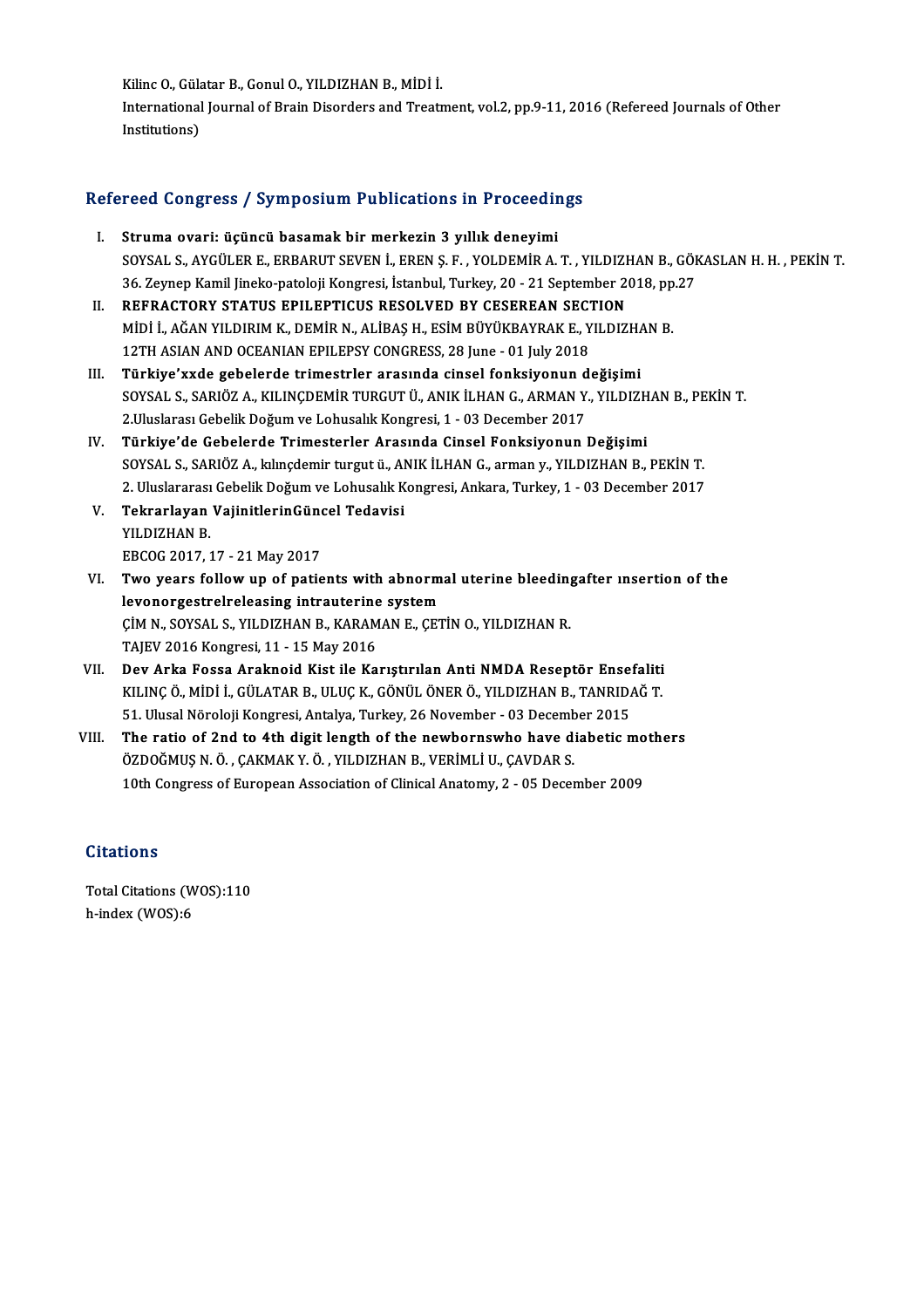Kilinc O., Gülatar B., Gonul O., YILDIZHAN B., MİDİ İ.
International Journal of Brain Disorders and Treatment, vol.2, pp.9-11, 2016 (Refereed Journals of Other Institutions)

## Refereed Congress / Symposium Publications in Proceedings

I. **Struma ovari: üçüncü basamak bir merkezin 3 yıllık deneyimi**
SOYSAL S., AYGÜLER E., ERBARUT SEVEN İ., EREN Ş. F. , YOLDEMİR A. T. , YILDIZHAN B., GÖKASLAN H. H. , PEKİN T.
36. Zeynep Kamil Jineko-patoloji Kongresi, İstanbul, Turkey, 20 - 21 September 2018, pp.27

II. **REFRACTORY STATUS EPILEPTICUS RESOLVED BY CESEREAN SECTION**
MİDİ İ., AĞAN YILDIRIM K., DEMİR N., ALİBAŞ H., ESİM BÜYÜKBAYRAK E., YILDIZHAN B.
12TH ASIAN AND OCEANIAN EPILEPSY CONGRESS, 28 June - 01 July 2018

III. **Türkiye'xxde gebelerde trimestrler arasında cinsel fonksiyonun değişimi**
SOYSAL S., SARIÖZ A., KILINÇDEMİR TURGUT Ü., ANIK İLHAN G., ARMAN Y., YILDIZHAN B., PEKİN T.
2.Uluslarası Gebelik Doğum ve Lohusalık Kongresi, 1 - 03 December 2017

IV. **Türkiye'de Gebelerde Trimesterler Arasında Cinsel Fonksiyonun Değişimi**
SOYSAL S., SARIÖZ A., kılınçdemir turgut ü., ANIK İLHAN G., arman y., YILDIZHAN B., PEKİN T.
2. Uluslararası Gebelik Doğum ve Lohusalık Kongresi, Ankara, Turkey, 1 - 03 December 2017

V. **Tekrarlayan VajinitlerinGüncel Tedavisi**
YILDIZHAN B.
EBCOG 2017, 17 - 21 May 2017

VI. **Two years follow up of patients with abnormal uterine bleedingafter ınsertion of the levonorgestrelreleasing intrauterine system**
ÇİM N., SOYSAL S., YILDIZHAN B., KARAMAN E., ÇETİN O., YILDIZHAN R.
TAJEV 2016 Kongresi, 11 - 15 May 2016

VII. **Dev Arka Fossa Araknoid Kist ile Karıştırılan Anti NMDA Reseptör Ensefaliti**
KILINÇ Ö., MİDİ İ., GÜLATAR B., ULUÇ K., GÖNÜL ÖNER Ö., YILDIZHAN B., TANRIDAĞ T.
51. Ulusal Nöroloji Kongresi, Antalya, Turkey, 26 November - 03 December 2015

VIII. **The ratio of 2nd to 4th digit length of the newbornswho have diabetic mothers**
ÖZDOĞMUŞ N. Ö. , ÇAKMAK Y. Ö. , YILDIZHAN B., VERİMLİ U., ÇAVDAR S.
10th Congress of European Association of Clinical Anatomy, 2 - 05 December 2009

## Citations

Total Citations (WOS):110
h-index (WOS):6